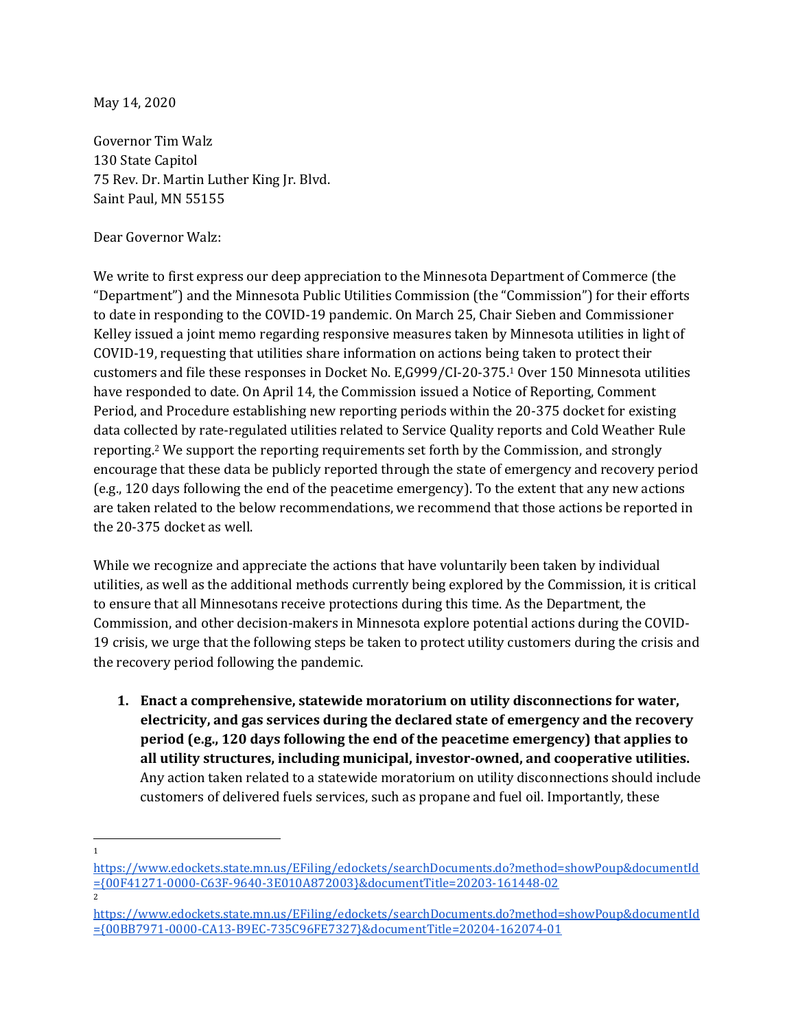May 14, 2020

Governor Tim Walz  
130 State Capitol  
75 Rev. Dr. Martin Luther King Jr. Blvd.  
Saint Paul, MN 55155

Dear Governor Walz:

We write to first express our deep appreciation to the Minnesota Department of Commerce (the "Department") and the Minnesota Public Utilities Commission (the "Commission") for their efforts to date in responding to the COVID-19 pandemic. On March 25, Chair Sieben and Commissioner Kelley issued a joint memo regarding responsive measures taken by Minnesota utilities in light of COVID-19, requesting that utilities share information on actions being taken to protect their customers and file these responses in Docket No. E,G999/CI-20-375.[1] Over 150 Minnesota utilities have responded to date. On April 14, the Commission issued a Notice of Reporting, Comment Period, and Procedure establishing new reporting periods within the 20-375 docket for existing data collected by rate-regulated utilities related to Service Quality reports and Cold Weather Rule reporting.[2] We support the reporting requirements set forth by the Commission, and strongly encourage that these data be publicly reported through the state of emergency and recovery period (e.g., 120 days following the end of the peacetime emergency). To the extent that any new actions are taken related to the below recommendations, we recommend that those actions be reported in the 20-375 docket as well.

While we recognize and appreciate the actions that have voluntarily been taken by individual utilities, as well as the additional methods currently being explored by the Commission, it is critical to ensure that all Minnesotans receive protections during this time. As the Department, the Commission, and other decision-makers in Minnesota explore potential actions during the COVID-19 crisis, we urge that the following steps be taken to protect utility customers during the crisis and the recovery period following the pandemic.

1. **Enact a comprehensive, statewide moratorium on utility disconnections for water, electricity, and gas services during the declared state of emergency and the recovery period (e.g., 120 days following the end of the peacetime emergency) that applies to all utility structures, including municipal, investor-owned, and cooperative utilities.** Any action taken related to a statewide moratorium on utility disconnections should include customers of delivered fuels services, such as propane and fuel oil. Importantly, these

---

[1] https://www.edockets.state.mn.us/EFiling/edockets/searchDocuments.do?method=showPoup&documentId={00F41271-0000-C63F-9640-3E010A872003}&documentTitle=20203-161448-02

[2] https://www.edockets.state.mn.us/EFiling/edockets/searchDocuments.do?method=showPoup&documentId={00BB7971-0000-CA13-B9EC-735C96FE7327}&documentTitle=20204-162074-01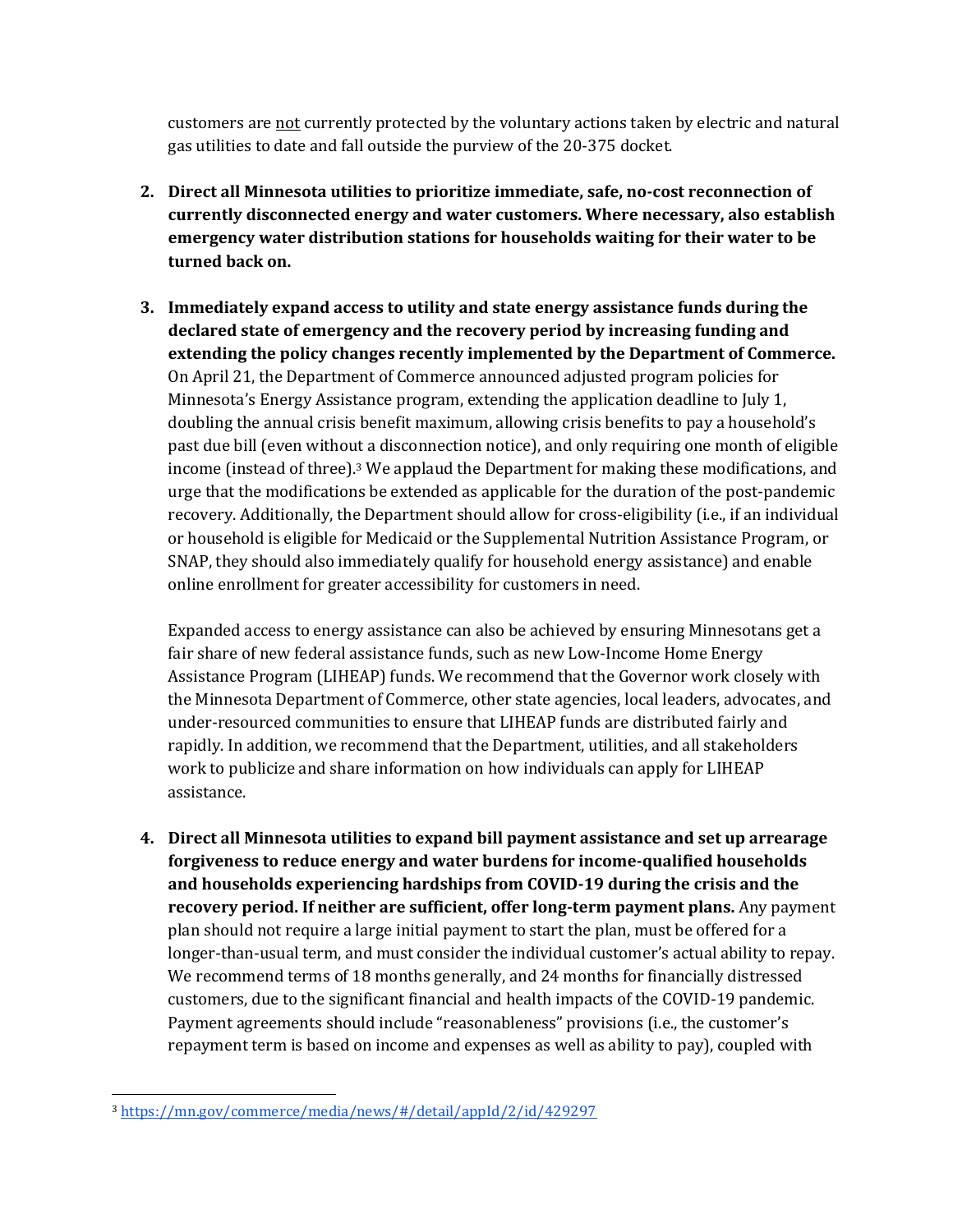customers are not currently protected by the voluntary actions taken by electric and natural gas utilities to date and fall outside the purview of the 20-375 docket.

2. **Direct all Minnesota utilities to prioritize immediate, safe, no-cost reconnection of currently disconnected energy and water customers. Where necessary, also establish emergency water distribution stations for households waiting for their water to be turned back on.**

3. **Immediately expand access to utility and state energy assistance funds during the declared state of emergency and the recovery period by increasing funding and extending the policy changes recently implemented by the Department of Commerce.** On April 21, the Department of Commerce announced adjusted program policies for Minnesota's Energy Assistance program, extending the application deadline to July 1, doubling the annual crisis benefit maximum, allowing crisis benefits to pay a household's past due bill (even without a disconnection notice), and only requiring one month of eligible income (instead of three).[3] We applaud the Department for making these modifications, and urge that the modifications be extended as applicable for the duration of the post-pandemic recovery. Additionally, the Department should allow for cross-eligibility (i.e., if an individual or household is eligible for Medicaid or the Supplemental Nutrition Assistance Program, or SNAP, they should also immediately qualify for household energy assistance) and enable online enrollment for greater accessibility for customers in need.

   Expanded access to energy assistance can also be achieved by ensuring Minnesotans get a fair share of new federal assistance funds, such as new Low-Income Home Energy Assistance Program (LIHEAP) funds. We recommend that the Governor work closely with the Minnesota Department of Commerce, other state agencies, local leaders, advocates, and under-resourced communities to ensure that LIHEAP funds are distributed fairly and rapidly. In addition, we recommend that the Department, utilities, and all stakeholders work to publicize and share information on how individuals can apply for LIHEAP assistance.

4. **Direct all Minnesota utilities to expand bill payment assistance and set up arrearage forgiveness to reduce energy and water burdens for income-qualified households and households experiencing hardships from COVID-19 during the crisis and the recovery period. If neither are sufficient, offer long-term payment plans.** Any payment plan should not require a large initial payment to start the plan, must be offered for a longer-than-usual term, and must consider the individual customer's actual ability to repay. We recommend terms of 18 months generally, and 24 months for financially distressed customers, due to the significant financial and health impacts of the COVID-19 pandemic. Payment agreements should include "reasonableness" provisions (i.e., the customer's repayment term is based on income and expenses as well as ability to pay), coupled with

[3] https://mn.gov/commerce/media/news/#/detail/appId/2/id/429297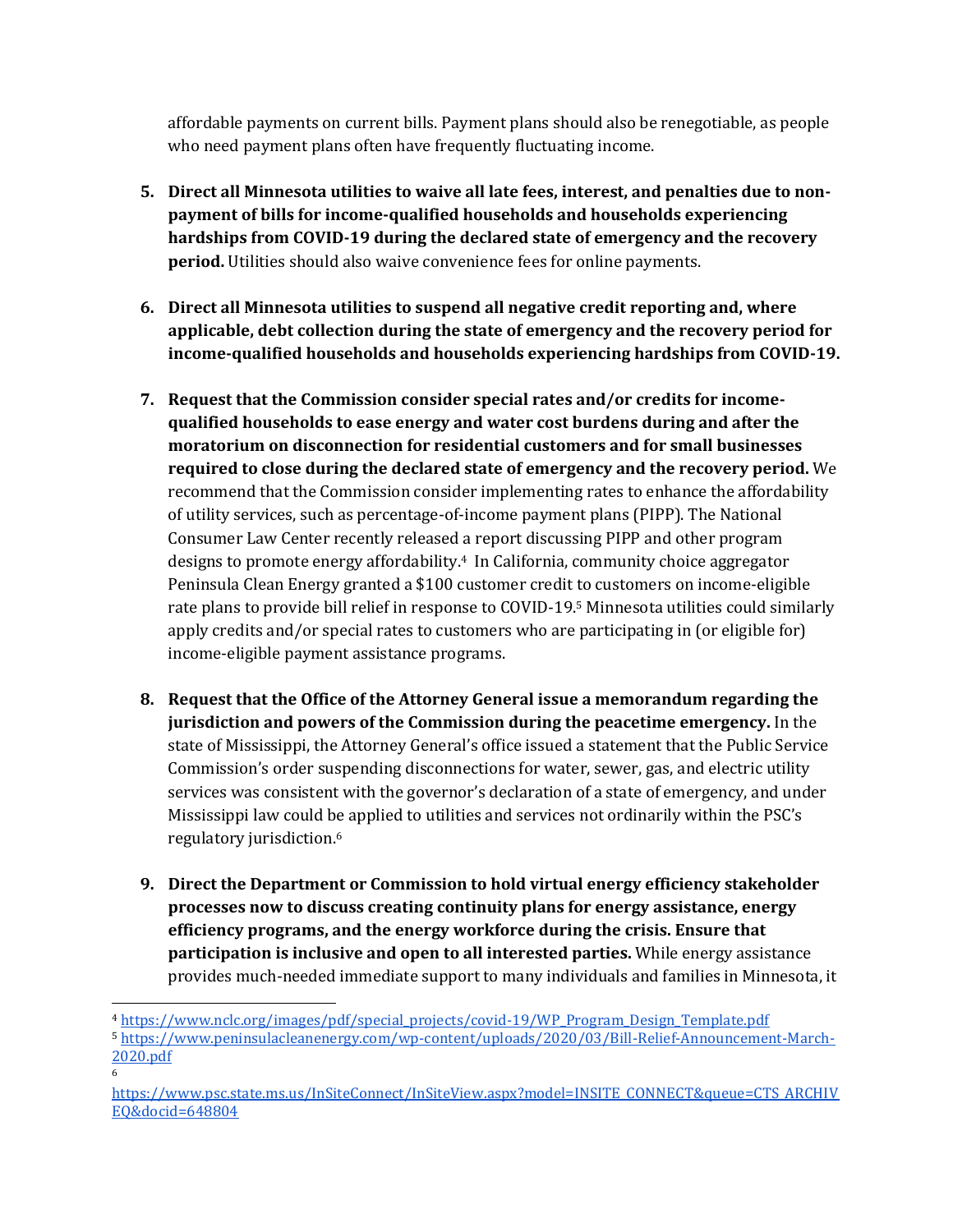affordable payments on current bills. Payment plans should also be renegotiable, as people who need payment plans often have frequently fluctuating income.

5. **Direct all Minnesota utilities to waive all late fees, interest, and penalties due to non-payment of bills for income-qualified households and households experiencing hardships from COVID-19 during the declared state of emergency and the recovery period.** Utilities should also waive convenience fees for online payments.

6. **Direct all Minnesota utilities to suspend all negative credit reporting and, where applicable, debt collection during the state of emergency and the recovery period for income-qualified households and households experiencing hardships from COVID-19.**

7. **Request that the Commission consider special rates and/or credits for income-qualified households to ease energy and water cost burdens during and after the moratorium on disconnection for residential customers and for small businesses required to close during the declared state of emergency and the recovery period.** We recommend that the Commission consider implementing rates to enhance the affordability of utility services, such as percentage-of-income payment plans (PIPP). The National Consumer Law Center recently released a report discussing PIPP and other program designs to promote energy affordability.[4] In California, community choice aggregator Peninsula Clean Energy granted a $100 customer credit to customers on income-eligible rate plans to provide bill relief in response to COVID-19.[5] Minnesota utilities could similarly apply credits and/or special rates to customers who are participating in (or eligible for) income-eligible payment assistance programs.

8. **Request that the Office of the Attorney General issue a memorandum regarding the jurisdiction and powers of the Commission during the peacetime emergency.** In the state of Mississippi, the Attorney General's office issued a statement that the Public Service Commission's order suspending disconnections for water, sewer, gas, and electric utility services was consistent with the governor's declaration of a state of emergency, and under Mississippi law could be applied to utilities and services not ordinarily within the PSC's regulatory jurisdiction.[6]

9. **Direct the Department or Commission to hold virtual energy efficiency stakeholder processes now to discuss creating continuity plans for energy assistance, energy efficiency programs, and the energy workforce during the crisis. Ensure that participation is inclusive and open to all interested parties.** While energy assistance provides much-needed immediate support to many individuals and families in Minnesota, it

---

[4] https://www.nclc.org/images/pdf/special_projects/covid-19/WP_Program_Design_Template.pdf

[5] https://www.peninsulacleanenergy.com/wp-content/uploads/2020/03/Bill-Relief-Announcement-March-2020.pdf

[6] https://www.psc.state.ms.us/InSiteConnect/InSiteView.aspx?model=INSITE_CONNECT&queue=CTS_ARCHIVEQ&docid=648804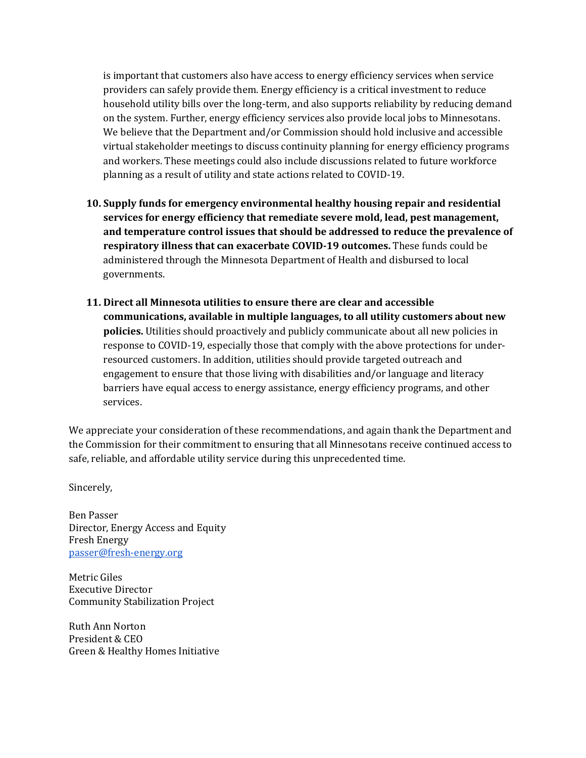is important that customers also have access to energy efficiency services when service providers can safely provide them. Energy efficiency is a critical investment to reduce household utility bills over the long-term, and also supports reliability by reducing demand on the system. Further, energy efficiency services also provide local jobs to Minnesotans. We believe that the Department and/or Commission should hold inclusive and accessible virtual stakeholder meetings to discuss continuity planning for energy efficiency programs and workers. These meetings could also include discussions related to future workforce planning as a result of utility and state actions related to COVID-19.

10. **Supply funds for emergency environmental healthy housing repair and residential services for energy efficiency that remediate severe mold, lead, pest management, and temperature control issues that should be addressed to reduce the prevalence of respiratory illness that can exacerbate COVID-19 outcomes.** These funds could be administered through the Minnesota Department of Health and disbursed to local governments.

11. **Direct all Minnesota utilities to ensure there are clear and accessible communications, available in multiple languages, to all utility customers about new policies.** Utilities should proactively and publicly communicate about all new policies in response to COVID-19, especially those that comply with the above protections for under-resourced customers. In addition, utilities should provide targeted outreach and engagement to ensure that those living with disabilities and/or language and literacy barriers have equal access to energy assistance, energy efficiency programs, and other services.

We appreciate your consideration of these recommendations, and again thank the Department and the Commission for their commitment to ensuring that all Minnesotans receive continued access to safe, reliable, and affordable utility service during this unprecedented time.

Sincerely,

Ben Passer
Director, Energy Access and Equity
Fresh Energy
passer@fresh-energy.org

Metric Giles
Executive Director
Community Stabilization Project

Ruth Ann Norton
President & CEO
Green & Healthy Homes Initiative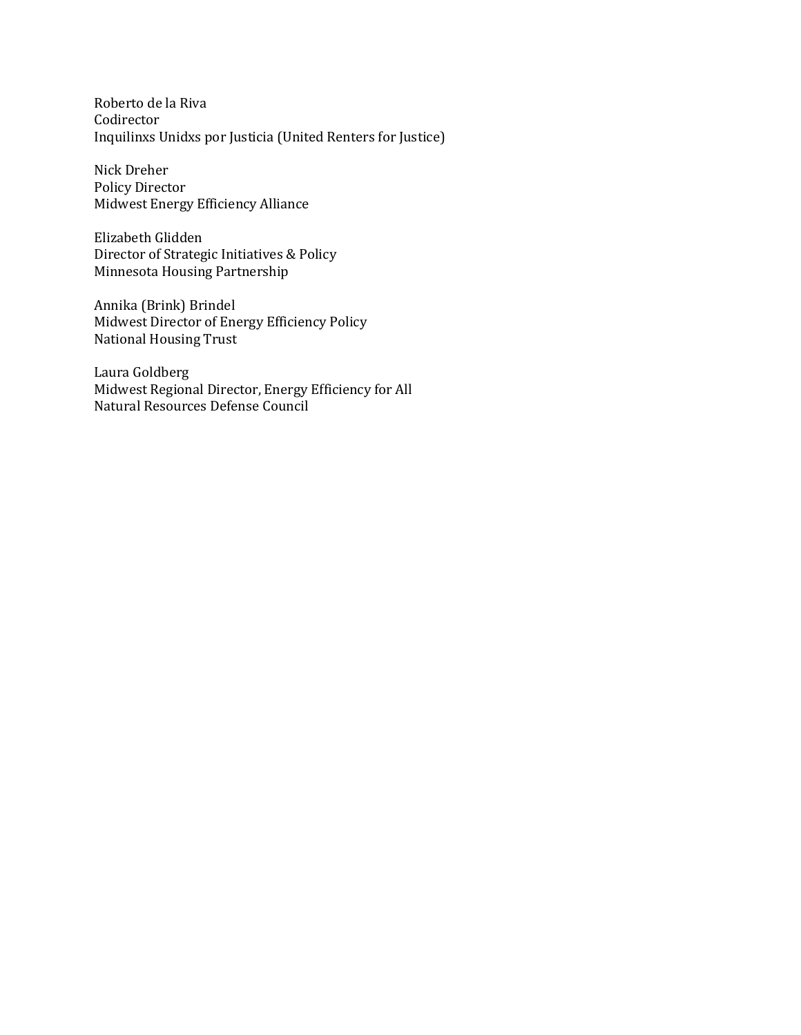Roberto de la Riva
Codirector
Inquilinxs Unidxs por Justicia (United Renters for Justice)

Nick Dreher
Policy Director
Midwest Energy Efficiency Alliance

Elizabeth Glidden
Director of Strategic Initiatives & Policy
Minnesota Housing Partnership

Annika (Brink) Brindel
Midwest Director of Energy Efficiency Policy
National Housing Trust

Laura Goldberg
Midwest Regional Director, Energy Efficiency for All
Natural Resources Defense Council